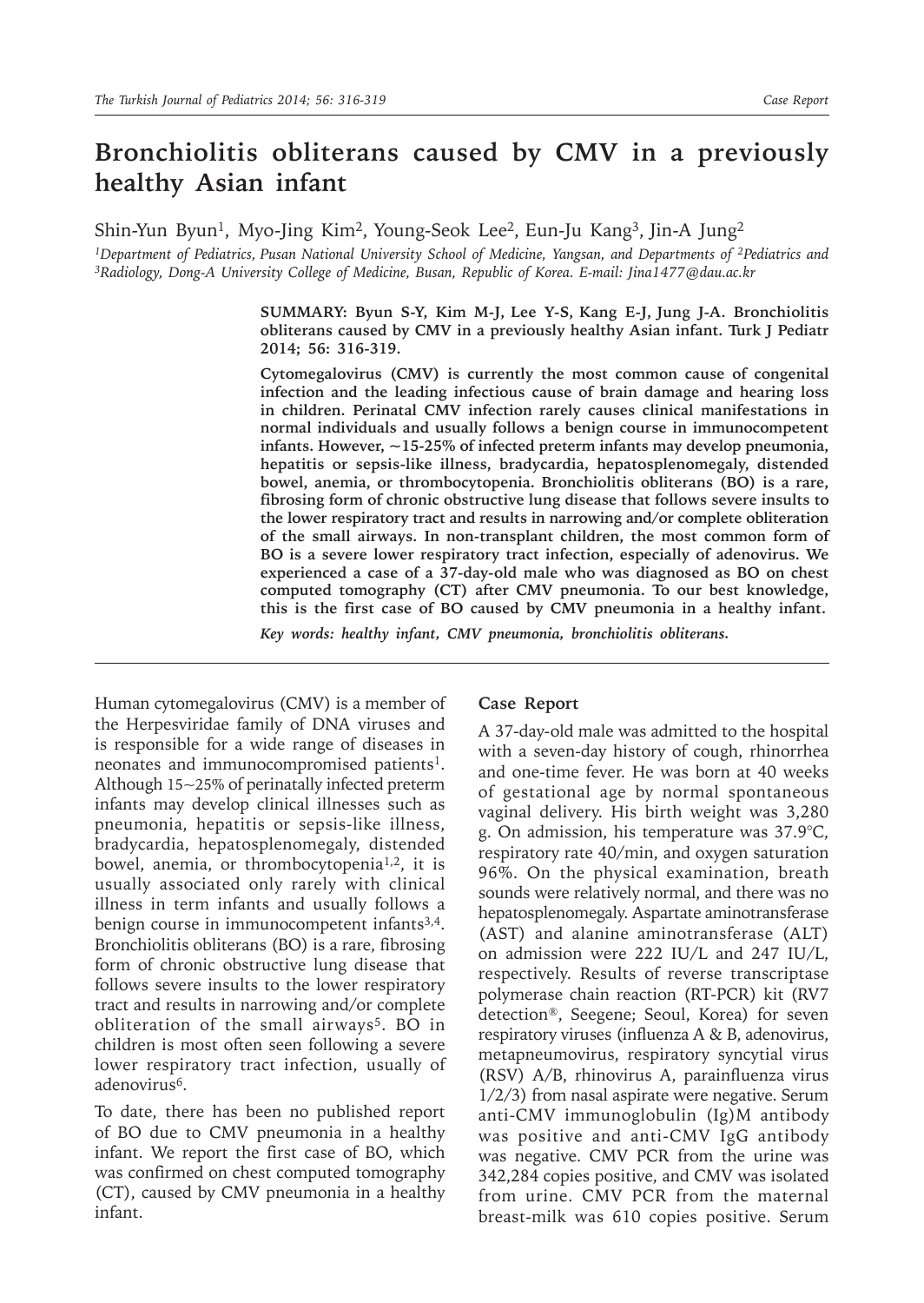# Bronchiolitis obliterans caused by CMV in a previously healthy Asian infant

Shin-Yun Byun[1], Myo-Jing Kim[2], Young-Seok Lee[2], Eun-Ju Kang[3], Jin-A Jung[2]

*[1]Department of Pediatrics, Pusan National University School of Medicine, Yangsan, and Departments of [2]Pediatrics and [3]Radiology, Dong-A University College of Medicine, Busan, Republic of Korea. E-mail: Jina1477@dau.ac.kr*

**SUMMARY: Byun S-Y, Kim M-J, Lee Y-S, Kang E-J, Jung J-A. Bronchiolitis obliterans caused by CMV in a previously healthy Asian infant. Turk J Pediatr 2014; 56: 316-319.**

**Cytomegalovirus (CMV) is currently the most common cause of congenital infection and the leading infectious cause of brain damage and hearing loss in children. Perinatal CMV infection rarely causes clinical manifestations in normal individuals and usually follows a benign course in immunocompetent infants. However, ~15-25% of infected preterm infants may develop pneumonia, hepatitis or sepsis-like illness, bradycardia, hepatosplenomegaly, distended bowel, anemia, or thrombocytopenia. Bronchiolitis obliterans (BO) is a rare, fibrosing form of chronic obstructive lung disease that follows severe insults to the lower respiratory tract and results in narrowing and/or complete obliteration of the small airways. In non-transplant children, the most common form of BO is a severe lower respiratory tract infection, especially of adenovirus. We experienced a case of a 37-day-old male who was diagnosed as BO on chest computed tomography (CT) after CMV pneumonia. To our best knowledge, this is the first case of BO caused by CMV pneumonia in a healthy infant.**

***Key words: healthy infant, CMV pneumonia, bronchiolitis obliterans.***

---

Human cytomegalovirus (CMV) is a member of the Herpesviridae family of DNA viruses and is responsible for a wide range of diseases in neonates and immunocompromised patients[1]. Although 15~25% of perinatally infected preterm infants may develop clinical illnesses such as pneumonia, hepatitis or sepsis-like illness, bradycardia, hepatosplenomegaly, distended bowel, anemia, or thrombocytopenia[1,2], it is usually associated only rarely with clinical illness in term infants and usually follows a benign course in immunocompetent infants[3,4]. Bronchiolitis obliterans (BO) is a rare, fibrosing form of chronic obstructive lung disease that follows severe insults to the lower respiratory tract and results in narrowing and/or complete obliteration of the small airways[5]. BO in children is most often seen following a severe lower respiratory tract infection, usually of adenovirus[6].

To date, there has been no published report of BO due to CMV pneumonia in a healthy infant. We report the first case of BO, which was confirmed on chest computed tomography (CT), caused by CMV pneumonia in a healthy infant.

## Case Report

A 37-day-old male was admitted to the hospital with a seven-day history of cough, rhinorrhea and one-time fever. He was born at 40 weeks of gestational age by normal spontaneous vaginal delivery. His birth weight was 3,280 g. On admission, his temperature was 37.9°C, respiratory rate 40/min, and oxygen saturation 96%. On the physical examination, breath sounds were relatively normal, and there was no hepatosplenomegaly. Aspartate aminotransferase (AST) and alanine aminotransferase (ALT) on admission were 222 IU/L and 247 IU/L, respectively. Results of reverse transcriptase polymerase chain reaction (RT-PCR) kit (RV7 detection®, Seegene; Seoul, Korea) for seven respiratory viruses (influenza A & B, adenovirus, metapneumovirus, respiratory syncytial virus (RSV) A/B, rhinovirus A, parainfluenza virus 1/2/3) from nasal aspirate were negative. Serum anti-CMV immunoglobulin (Ig)M antibody was positive and anti-CMV IgG antibody was negative. CMV PCR from the urine was 342,284 copies positive, and CMV was isolated from urine. CMV PCR from the maternal breast-milk was 610 copies positive. Serum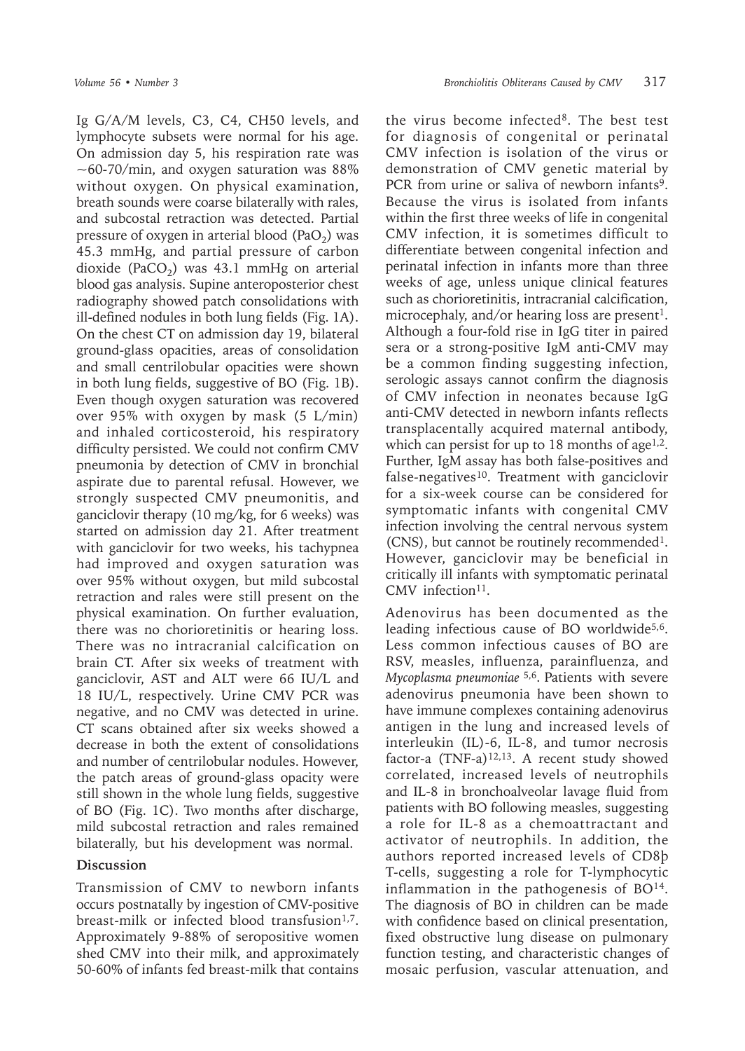Ig G/A/M levels, C3, C4, CH50 levels, and lymphocyte subsets were normal for his age. On admission day 5, his respiration rate was ~60-70/min, and oxygen saturation was 88% without oxygen. On physical examination, breath sounds were coarse bilaterally with rales, and subcostal retraction was detected. Partial pressure of oxygen in arterial blood ($PaO_2$) was 45.3 mmHg, and partial pressure of carbon dioxide ($PaCO_2$) was 43.1 mmHg on arterial blood gas analysis. Supine anteroposterior chest radiography showed patch consolidations with ill-defined nodules in both lung fields (Fig. 1A). On the chest CT on admission day 19, bilateral ground-glass opacities, areas of consolidation and small centrilobular opacities were shown in both lung fields, suggestive of BO (Fig. 1B). Even though oxygen saturation was recovered over 95% with oxygen by mask (5 L/min) and inhaled corticosteroid, his respiratory difficulty persisted. We could not confirm CMV pneumonia by detection of CMV in bronchial aspirate due to parental refusal. However, we strongly suspected CMV pneumonitis, and ganciclovir therapy (10 mg/kg, for 6 weeks) was started on admission day 21. After treatment with ganciclovir for two weeks, his tachypnea had improved and oxygen saturation was over 95% without oxygen, but mild subcostal retraction and rales were still present on the physical examination. On further evaluation, there was no chorioretinitis or hearing loss. There was no intracranial calcification on brain CT. After six weeks of treatment with ganciclovir, AST and ALT were 66 IU/L and 18 IU/L, respectively. Urine CMV PCR was negative, and no CMV was detected in urine. CT scans obtained after six weeks showed a decrease in both the extent of consolidations and number of centrilobular nodules. However, the patch areas of ground-glass opacity were still shown in the whole lung fields, suggestive of BO (Fig. 1C). Two months after discharge, mild subcostal retraction and rales remained bilaterally, but his development was normal.

## Discussion

Transmission of CMV to newborn infants occurs postnatally by ingestion of CMV-positive breast-milk or infected blood transfusion[1,7]. Approximately 9-88% of seropositive women shed CMV into their milk, and approximately 50-60% of infants fed breast-milk that contains the virus become infected[8]. The best test for diagnosis of congenital or perinatal CMV infection is isolation of the virus or demonstration of CMV genetic material by PCR from urine or saliva of newborn infants[9]. Because the virus is isolated from infants within the first three weeks of life in congenital CMV infection, it is sometimes difficult to differentiate between congenital infection and perinatal infection in infants more than three weeks of age, unless unique clinical features such as chorioretinitis, intracranial calcification, microcephaly, and/or hearing loss are present[1]. Although a four-fold rise in IgG titer in paired sera or a strong-positive IgM anti-CMV may be a common finding suggesting infection, serologic assays cannot confirm the diagnosis of CMV infection in neonates because IgG anti-CMV detected in newborn infants reflects transplacentally acquired maternal antibody, which can persist for up to 18 months of age[1,2]. Further, IgM assay has both false-positives and false-negatives[10]. Treatment with ganciclovir for a six-week course can be considered for symptomatic infants with congenital CMV infection involving the central nervous system (CNS), but cannot be routinely recommended[1]. However, ganciclovir may be beneficial in critically ill infants with symptomatic perinatal CMV infection[11].

Adenovirus has been documented as the leading infectious cause of BO worldwide[5,6]. Less common infectious causes of BO are RSV, measles, influenza, parainfluenza, and *Mycoplasma pneumoniae* [5,6]. Patients with severe adenovirus pneumonia have been shown to have immune complexes containing adenovirus antigen in the lung and increased levels of interleukin (IL)-6, IL-8, and tumor necrosis factor-a (TNF-a)[12,13]. A recent study showed correlated, increased levels of neutrophils and IL-8 in bronchoalveolar lavage fluid from patients with BO following measles, suggesting a role for IL-8 as a chemoattractant and activator of neutrophils. In addition, the authors reported increased levels of CD8þ T-cells, suggesting a role for T-lymphocytic inflammation in the pathogenesis of BO[14]. The diagnosis of BO in children can be made with confidence based on clinical presentation, fixed obstructive lung disease on pulmonary function testing, and characteristic changes of mosaic perfusion, vascular attenuation, and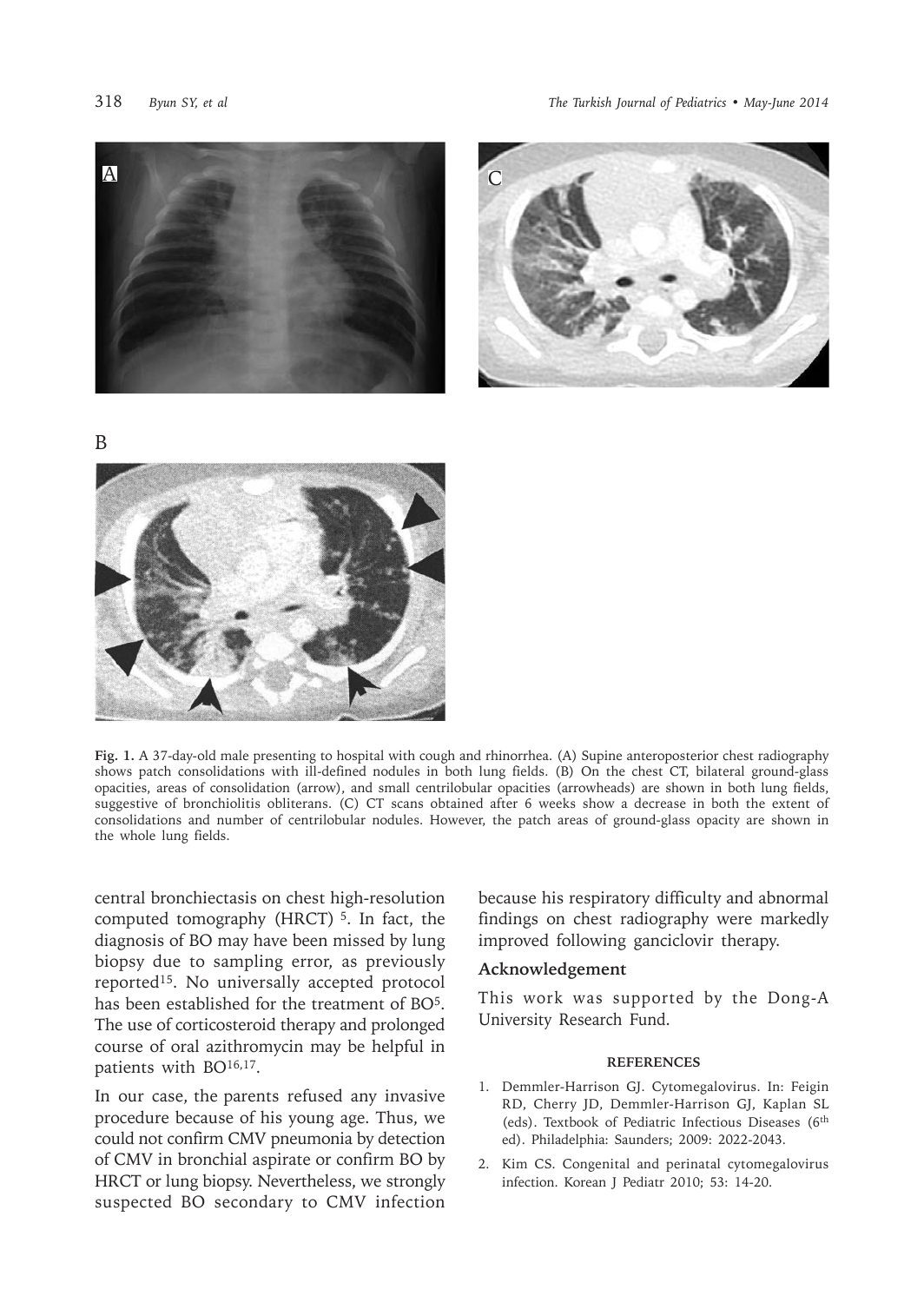**Fig. 1.** A 37-day-old male presenting to hospital with cough and rhinorrhea. (A) Supine anteroposterior chest radiography shows patch consolidations with ill-defined nodules in both lung fields. (B) On the chest CT, bilateral ground-glass opacities, areas of consolidation (arrow), and small centrilobular opacities (arrowheads) are shown in both lung fields, suggestive of bronchiolitis obliterans. (C) CT scans obtained after 6 weeks show a decrease in both the extent of consolidations and number of centrilobular nodules. However, the patch areas of ground-glass opacity are shown in the whole lung fields.

central bronchiectasis on chest high-resolution computed tomography (HRCT) [5]. In fact, the diagnosis of BO may have been missed by lung biopsy due to sampling error, as previously reported[15]. No universally accepted protocol has been established for the treatment of BO[5]. The use of corticosteroid therapy and prolonged course of oral azithromycin may be helpful in patients with BO[16,17].

In our case, the parents refused any invasive procedure because of his young age. Thus, we could not confirm CMV pneumonia by detection of CMV in bronchial aspirate or confirm BO by HRCT or lung biopsy. Nevertheless, we strongly suspected BO secondary to CMV infection because his respiratory difficulty and abnormal findings on chest radiography were markedly improved following ganciclovir therapy.

## Acknowledgement

This work was supported by the Dong-A University Research Fund.

## REFERENCES

1. Demmler-Harrison GJ. Cytomegalovirus. In: Feigin RD, Cherry JD, Demmler-Harrison GJ, Kaplan SL (eds). Textbook of Pediatric Infectious Diseases (6th ed). Philadelphia: Saunders; 2009: 2022-2043.
2. Kim CS. Congenital and perinatal cytomegalovirus infection. Korean J Pediatr 2010; 53: 14-20.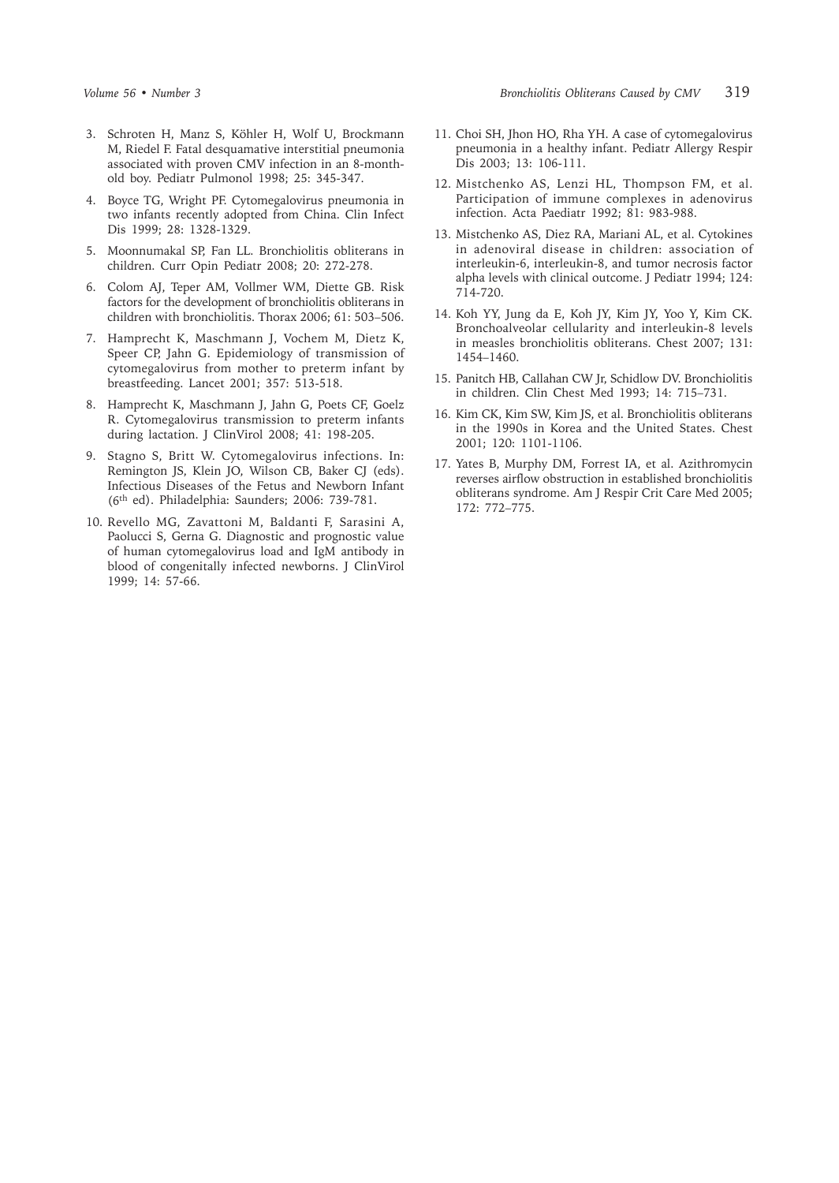3. Schroten H, Manz S, Köhler H, Wolf U, Brockmann M, Riedel F. Fatal desquamative interstitial pneumonia associated with proven CMV infection in an 8-month-old boy. Pediatr Pulmonol 1998; 25: 345-347.

4. Boyce TG, Wright PF. Cytomegalovirus pneumonia in two infants recently adopted from China. Clin Infect Dis 1999; 28: 1328-1329.

5. Moonnumakal SP, Fan LL. Bronchiolitis obliterans in children. Curr Opin Pediatr 2008; 20: 272-278.

6. Colom AJ, Teper AM, Vollmer WM, Diette GB. Risk factors for the development of bronchiolitis obliterans in children with bronchiolitis. Thorax 2006; 61: 503–506.

7. Hamprecht K, Maschmann J, Vochem M, Dietz K, Speer CP, Jahn G. Epidemiology of transmission of cytomegalovirus from mother to preterm infant by breastfeeding. Lancet 2001; 357: 513-518.

8. Hamprecht K, Maschmann J, Jahn G, Poets CF, Goelz R. Cytomegalovirus transmission to preterm infants during lactation. J ClinVirol 2008; 41: 198-205.

9. Stagno S, Britt W. Cytomegalovirus infections. In: Remington JS, Klein JO, Wilson CB, Baker CJ (eds). Infectious Diseases of the Fetus and Newborn Infant (6th ed). Philadelphia: Saunders; 2006: 739-781.

10. Revello MG, Zavattoni M, Baldanti F, Sarasini A, Paolucci S, Gerna G. Diagnostic and prognostic value of human cytomegalovirus load and IgM antibody in blood of congenitally infected newborns. J ClinVirol 1999; 14: 57-66.

11. Choi SH, Jhon HO, Rha YH. A case of cytomegalovirus pneumonia in a healthy infant. Pediatr Allergy Respir Dis 2003; 13: 106-111.

12. Mistchenko AS, Lenzi HL, Thompson FM, et al. Participation of immune complexes in adenovirus infection. Acta Paediatr 1992; 81: 983-988.

13. Mistchenko AS, Diez RA, Mariani AL, et al. Cytokines in adenoviral disease in children: association of interleukin-6, interleukin-8, and tumor necrosis factor alpha levels with clinical outcome. J Pediatr 1994; 124: 714-720.

14. Koh YY, Jung da E, Koh JY, Kim JY, Yoo Y, Kim CK. Bronchoalveolar cellularity and interleukin-8 levels in measles bronchiolitis obliterans. Chest 2007; 131: 1454–1460.

15. Panitch HB, Callahan CW Jr, Schidlow DV. Bronchiolitis in children. Clin Chest Med 1993; 14: 715–731.

16. Kim CK, Kim SW, Kim JS, et al. Bronchiolitis obliterans in the 1990s in Korea and the United States. Chest 2001; 120: 1101-1106.

17. Yates B, Murphy DM, Forrest IA, et al. Azithromycin reverses airflow obstruction in established bronchiolitis obliterans syndrome. Am J Respir Crit Care Med 2005; 172: 772–775.